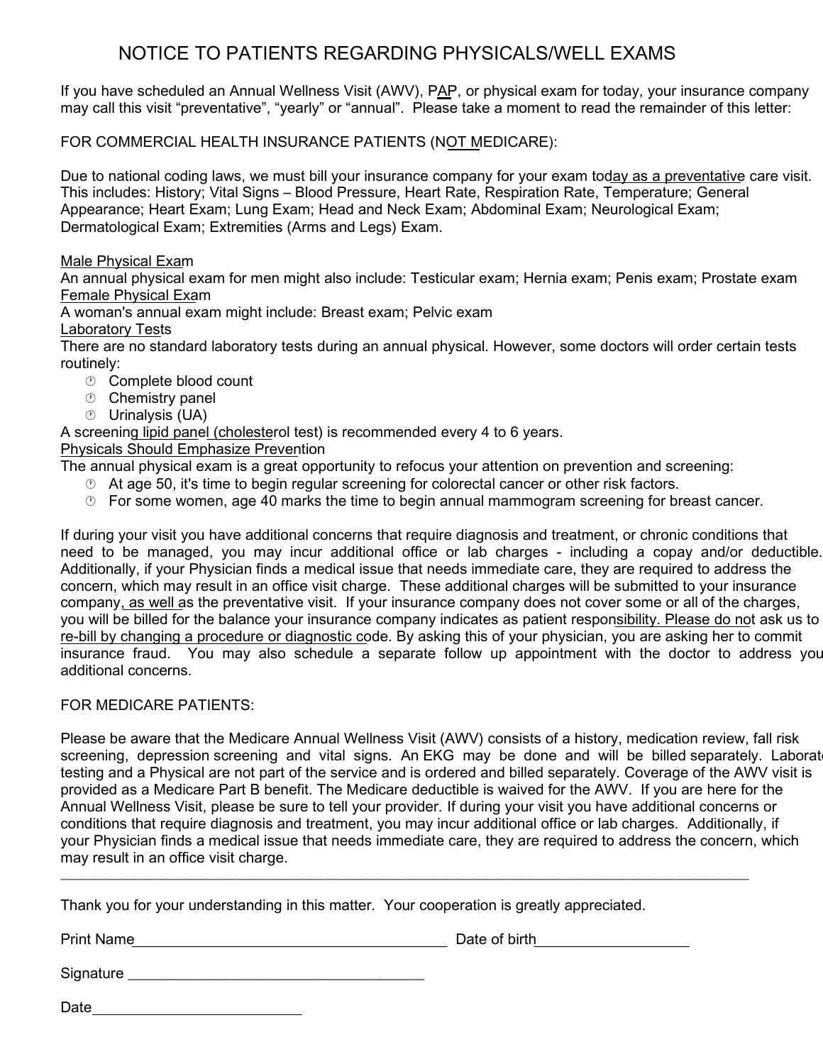# NOTICE TO PATIENTS REGARDING PHYSICALS/WELL EXAMS

If you have scheduled an Annual Wellness Visit (AWV), PAP, or physical exam for today, your insurance company may call this visit "preventative", "yearly" or "annual". Please take a moment to read the remainder of this letter:

FOR COMMERCIAL HEALTH INSURANCE PATIENTS (NOT MEDICARE):

Due to national coding laws, we must bill your insurance company for your exam today as a preventative care visit. This includes: History; Vital Signs – Blood Pressure, Heart Rate, Respiration Rate, Temperature; General Appearance; Heart Exam; Lung Exam; Head and Neck Exam; Abdominal Exam; Neurological Exam; Dermatological Exam; Extremities (Arms and Legs) Exam.

Male Physical Exam

An annual physical exam for men might also include: Testicular exam; Hernia exam; Penis exam; Prostate exam

Female Physical Exam

A woman's annual exam might include: Breast exam; Pelvic exam

Laboratory Tests

There are no standard laboratory tests during an annual physical. However, some doctors will order certain tests routinely:

- Complete blood count
- Chemistry panel
- Urinalysis (UA)

A screening lipid panel (cholesterol test) is recommended every 4 to 6 years.

Physicals Should Emphasize Prevention

The annual physical exam is a great opportunity to refocus your attention on prevention and screening:

- At age 50, it's time to begin regular screening for colorectal cancer or other risk factors.
- For some women, age 40 marks the time to begin annual mammogram screening for breast cancer.

If during your visit you have additional concerns that require diagnosis and treatment, or chronic conditions that need to be managed, you may incur additional office or lab charges - including a copay and/or deductible. Additionally, if your Physician finds a medical issue that needs immediate care, they are required to address the concern, which may result in an office visit charge. These additional charges will be submitted to your insurance company, as well as the preventative visit. If your insurance company does not cover some or all of the charges, you will be billed for the balance your insurance company indicates as patient responsibility. Please do not ask us to re-bill by changing a procedure or diagnostic code. By asking this of your physician, you are asking her to commit insurance fraud. You may also schedule a separate follow up appointment with the doctor to address your additional concerns.

FOR MEDICARE PATIENTS:

Please be aware that the Medicare Annual Wellness Visit (AWV) consists of a history, medication review, fall risk screening, depression screening and vital signs. An EKG may be done and will be billed separately. Laboratory testing and a Physical are not part of the service and is ordered and billed separately. Coverage of the AWV visit is provided as a Medicare Part B benefit. The Medicare deductible is waived for the AWV. If you are here for the Annual Wellness Visit, please be sure to tell your provider. If during your visit you have additional concerns or conditions that require diagnosis and treatment, you may incur additional office or lab charges. Additionally, if your Physician finds a medical issue that needs immediate care, they are required to address the concern, which may result in an office visit charge.

---

Thank you for your understanding in this matter. Your cooperation is greatly appreciated.

Print Name______________________________________ Date of birth___________________

Signature ____________________________________

Date__________________________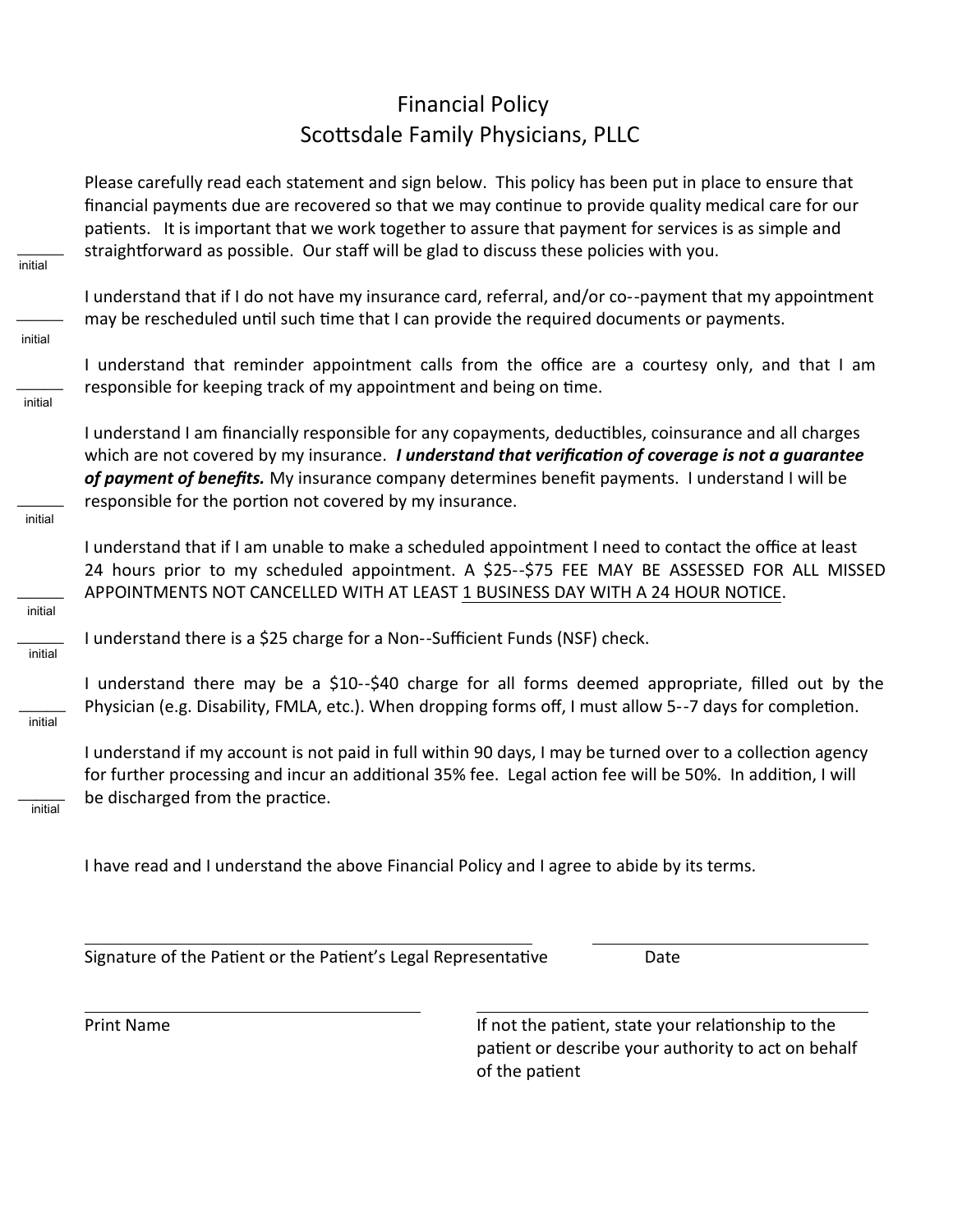# Financial Policy
# Scottsdale Family Physicians, PLLC

Please carefully read each statement and sign below. This policy has been put in place to ensure that financial payments due are recovered so that we may continue to provide quality medical care for our patients. It is important that we work together to assure that payment for services is as simple and straightforward as possible. Our staff will be glad to discuss these policies with you.

______ initial

I understand that if I do not have my insurance card, referral, and/or co--payment that my appointment may be rescheduled until such time that I can provide the required documents or payments.

______ initial

I understand that reminder appointment calls from the office are a courtesy only, and that I am responsible for keeping track of my appointment and being on time.

______ initial

I understand I am financially responsible for any copayments, deductibles, coinsurance and all charges which are not covered by my insurance. ***I understand that verification of coverage is not a guarantee of payment of benefits.*** My insurance company determines benefit payments. I understand I will be responsible for the portion not covered by my insurance.

______ initial

I understand that if I am unable to make a scheduled appointment I need to contact the office at least 24 hours prior to my scheduled appointment. A $25--$75 FEE MAY BE ASSESSED FOR ALL MISSED APPOINTMENTS NOT CANCELLED WITH AT LEAST <u>1 BUSINESS DAY WITH A 24 HOUR NOTICE</u>.

______ initial

I understand there is a $25 charge for a Non--Sufficient Funds (NSF) check.

______ initial

I understand there may be a $10--$40 charge for all forms deemed appropriate, filled out by the Physician (e.g. Disability, FMLA, etc.). When dropping forms off, I must allow 5--7 days for completion.

______ initial

I understand if my account is not paid in full within 90 days, I may be turned over to a collection agency for further processing and incur an additional 35% fee. Legal action fee will be 50%. In addition, I will be discharged from the practice.

______ initial

I have read and I understand the above Financial Policy and I agree to abide by its terms.

______________________________________________ ______________________

Signature of the Patient or the Patient's Legal Representative Date

______________________________________ ______________________________________

Print Name If not the patient, state your relationship to the patient or describe your authority to act on behalf of the patient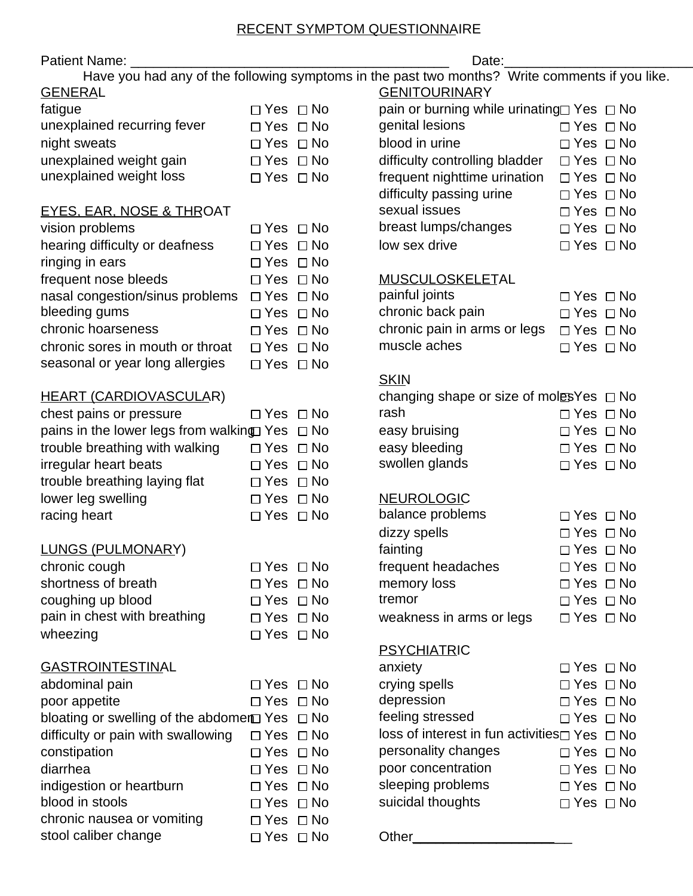# RECENT SYMPTOM QUESTIONNAIRE

Patient Name: ___________________________________________ Date:_________________________

Have you had any of the following symptoms in the past two months? Write comments if you like.

## GENERAL

| Symptom | Yes | No |
|---|---|---|
| fatigue | ☐ Yes | ☐ No |
| unexplained recurring fever | ☐ Yes | ☐ No |
| night sweats | ☐ Yes | ☐ No |
| unexplained weight gain | ☐ Yes | ☐ No |
| unexplained weight loss | ☐ Yes | ☐ No |

## EYES, EAR, NOSE & THROAT

| Symptom | Yes | No |
|---|---|---|
| vision problems | ☐ Yes | ☐ No |
| hearing difficulty or deafness | ☐ Yes | ☐ No |
| ringing in ears | ☐ Yes | ☐ No |
| frequent nose bleeds | ☐ Yes | ☐ No |
| nasal congestion/sinus problems | ☐ Yes | ☐ No |
| bleeding gums | ☐ Yes | ☐ No |
| chronic hoarseness | ☐ Yes | ☐ No |
| chronic sores in mouth or throat | ☐ Yes | ☐ No |
| seasonal or year long allergies | ☐ Yes | ☐ No |

## HEART (CARDIOVASCULAR)

| Symptom | Yes | No |
|---|---|---|
| chest pains or pressure | ☐ Yes | ☐ No |
| pains in the lower legs from walking | ☐ Yes | ☐ No |
| trouble breathing with walking | ☐ Yes | ☐ No |
| irregular heart beats | ☐ Yes | ☐ No |
| trouble breathing laying flat | ☐ Yes | ☐ No |
| lower leg swelling | ☐ Yes | ☐ No |
| racing heart | ☐ Yes | ☐ No |

## LUNGS (PULMONARY)

| Symptom | Yes | No |
|---|---|---|
| chronic cough | ☐ Yes | ☐ No |
| shortness of breath | ☐ Yes | ☐ No |
| coughing up blood | ☐ Yes | ☐ No |
| pain in chest with breathing | ☐ Yes | ☐ No |
| wheezing | ☐ Yes | ☐ No |

## GASTROINTESTINAL

| Symptom | Yes | No |
|---|---|---|
| abdominal pain | ☐ Yes | ☐ No |
| poor appetite | ☐ Yes | ☐ No |
| bloating or swelling of the abdomen | ☐ Yes | ☐ No |
| difficulty or pain with swallowing | ☐ Yes | ☐ No |
| constipation | ☐ Yes | ☐ No |
| diarrhea | ☐ Yes | ☐ No |
| indigestion or heartburn | ☐ Yes | ☐ No |
| blood in stools | ☐ Yes | ☐ No |
| chronic nausea or vomiting | ☐ Yes | ☐ No |
| stool caliber change | ☐ Yes | ☐ No |

## GENITOURINARY

| Symptom | Yes | No |
|---|---|---|
| pain or burning while urinating | ☐ Yes | ☐ No |
| genital lesions | ☐ Yes | ☐ No |
| blood in urine | ☐ Yes | ☐ No |
| difficulty controlling bladder | ☐ Yes | ☐ No |
| frequent nighttime urination | ☐ Yes | ☐ No |
| difficulty passing urine | ☐ Yes | ☐ No |
| sexual issues | ☐ Yes | ☐ No |
| breast lumps/changes | ☐ Yes | ☐ No |
| low sex drive | ☐ Yes | ☐ No |

## MUSCULOSKELETAL

| Symptom | Yes | No |
|---|---|---|
| painful joints | ☐ Yes | ☐ No |
| chronic back pain | ☐ Yes | ☐ No |
| chronic pain in arms or legs | ☐ Yes | ☐ No |
| muscle aches | ☐ Yes | ☐ No |

## SKIN

| Symptom | Yes | No |
|---|---|---|
| changing shape or size of moles | ☐ Yes | ☐ No |
| rash | ☐ Yes | ☐ No |
| easy bruising | ☐ Yes | ☐ No |
| easy bleeding | ☐ Yes | ☐ No |
| swollen glands | ☐ Yes | ☐ No |

## NEUROLOGIC

| Symptom | Yes | No |
|---|---|---|
| balance problems | ☐ Yes | ☐ No |
| dizzy spells | ☐ Yes | ☐ No |
| fainting | ☐ Yes | ☐ No |
| frequent headaches | ☐ Yes | ☐ No |
| memory loss | ☐ Yes | ☐ No |
| tremor | ☐ Yes | ☐ No |
| weakness in arms or legs | ☐ Yes | ☐ No |

## PSYCHIATRIC

| Symptom | Yes | No |
|---|---|---|
| anxiety | ☐ Yes | ☐ No |
| crying spells | ☐ Yes | ☐ No |
| depression | ☐ Yes | ☐ No |
| feeling stressed | ☐ Yes | ☐ No |
| loss of interest in fun activities | ☐ Yes | ☐ No |
| personality changes | ☐ Yes | ☐ No |
| poor concentration | ☐ Yes | ☐ No |
| sleeping problems | ☐ Yes | ☐ No |
| suicidal thoughts | ☐ Yes | ☐ No |

Other______________________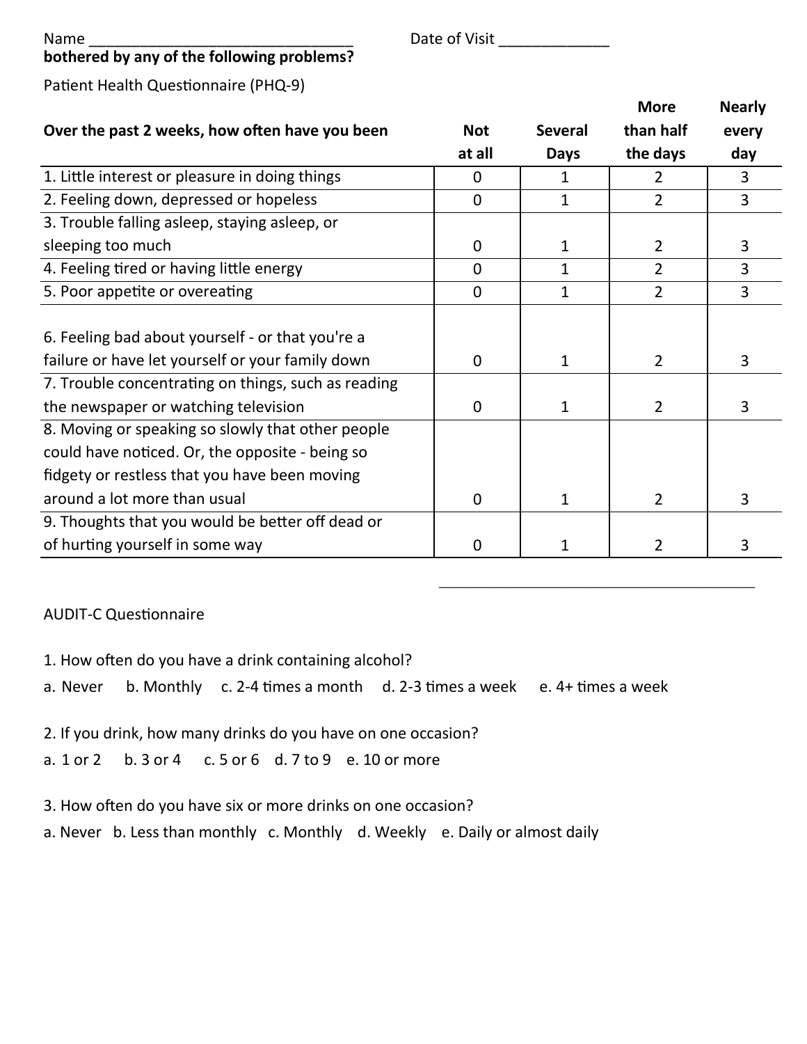Name ______________________________ Date of Visit ____________

**bothered by any of the following problems?**

Patient Health Questionnaire (PHQ-9)

| **Over the past 2 weeks, how often have you been** | **Not at all** | **Several Days** | **More than half the days** | **Nearly every day** |
|---|---|---|---|---|
| 1. Little interest or pleasure in doing things | 0 | 1 | 2 | 3 |
| 2. Feeling down, depressed or hopeless | 0 | 1 | 2 | 3 |
| 3. Trouble falling asleep, staying asleep, or sleeping too much | 0 | 1 | 2 | 3 |
| 4. Feeling tired or having little energy | 0 | 1 | 2 | 3 |
| 5. Poor appetite or overeating | 0 | 1 | 2 | 3 |
| 6. Feeling bad about yourself - or that you're a failure or have let yourself or your family down | 0 | 1 | 2 | 3 |
| 7. Trouble concentrating on things, such as reading the newspaper or watching television | 0 | 1 | 2 | 3 |
| 8. Moving or speaking so slowly that other people could have noticed. Or, the opposite - being so fidgety or restless that you have been moving around a lot more than usual | 0 | 1 | 2 | 3 |
| 9. Thoughts that you would be better off dead or of hurting yourself in some way | 0 | 1 | 2 | 3 |

____________________________________

AUDIT-C Questionnaire

1. How often do you have a drink containing alcohol?

a. Never b. Monthly c. 2-4 times a month d. 2-3 times a week e. 4+ times a week

2. If you drink, how many drinks do you have on one occasion?

a. 1 or 2 b. 3 or 4 c. 5 or 6 d. 7 to 9 e. 10 or more

3. How often do you have six or more drinks on one occasion?

a. Never b. Less than monthly c. Monthly d. Weekly e. Daily or almost daily